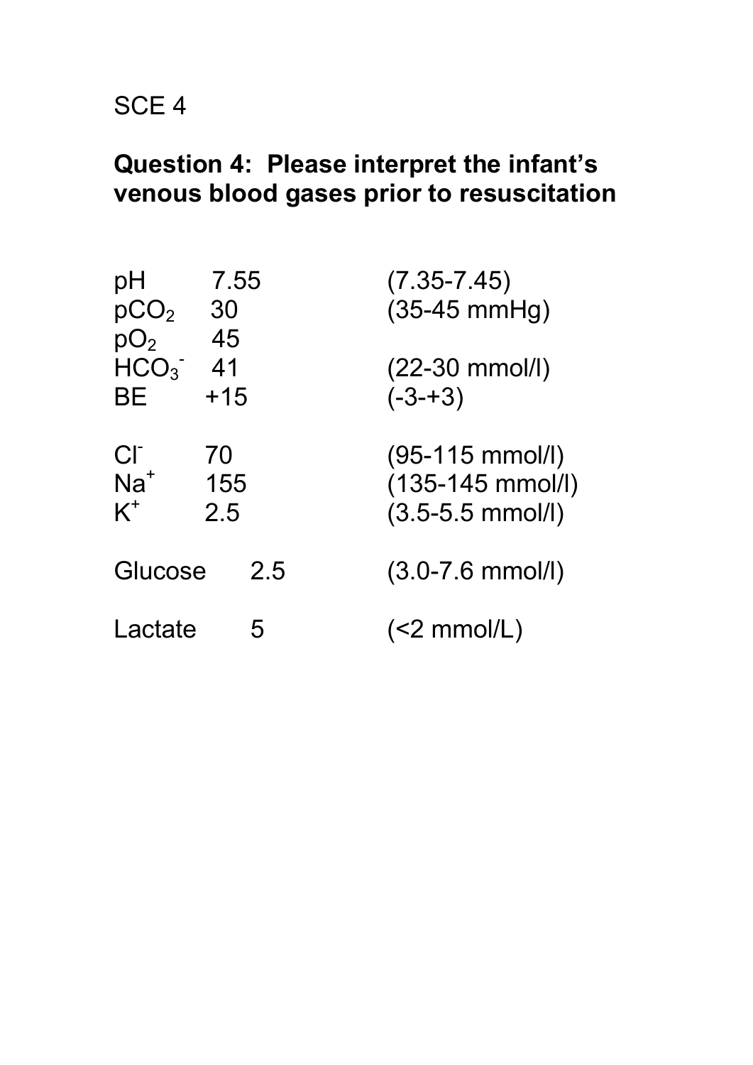SCE 4

**Question 4: Please interpret the infant's venous blood gases prior to resuscitation**

| | | |
|---|---|---|
| pH | 7.55 | (7.35-7.45) |
| $pCO_2$ | 30 | (35-45 mmHg) |
| $pO_2$ | 45 | |
| $HCO_3^-$ | 41 | (22-30 mmol/l) |
| BE | +15 | (-3-+3) |
| | | |
| $Cl^-$ | 70 | (95-115 mmol/l) |
| $Na^+$ | 155 | (135-145 mmol/l) |
| $K^+$ | 2.5 | (3.5-5.5 mmol/l) |
| | | |
| Glucose | 2.5 | (3.0-7.6 mmol/l) |
| | | |
| Lactate | 5 | (<2 mmol/L) |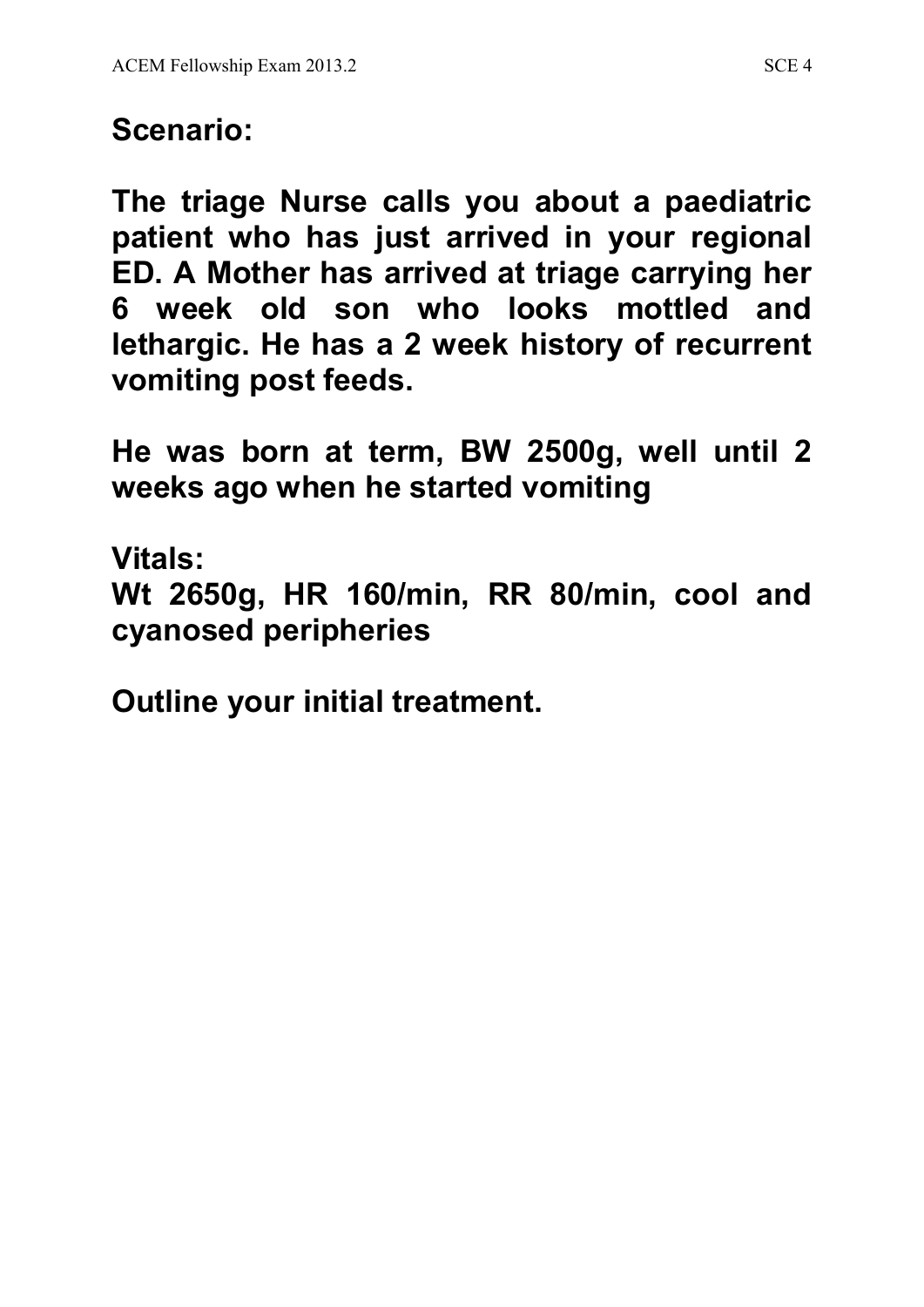**Scenario:**

**The triage Nurse calls you about a paediatric patient who has just arrived in your regional ED. A Mother has arrived at triage carrying her 6 week old son who looks mottled and lethargic. He has a 2 week history of recurrent vomiting post feeds.**

**He was born at term, BW 2500g, well until 2 weeks ago when he started vomiting**

**Vitals:**
**Wt 2650g, HR 160/min, RR 80/min, cool and cyanosed peripheries**

**Outline your initial treatment.**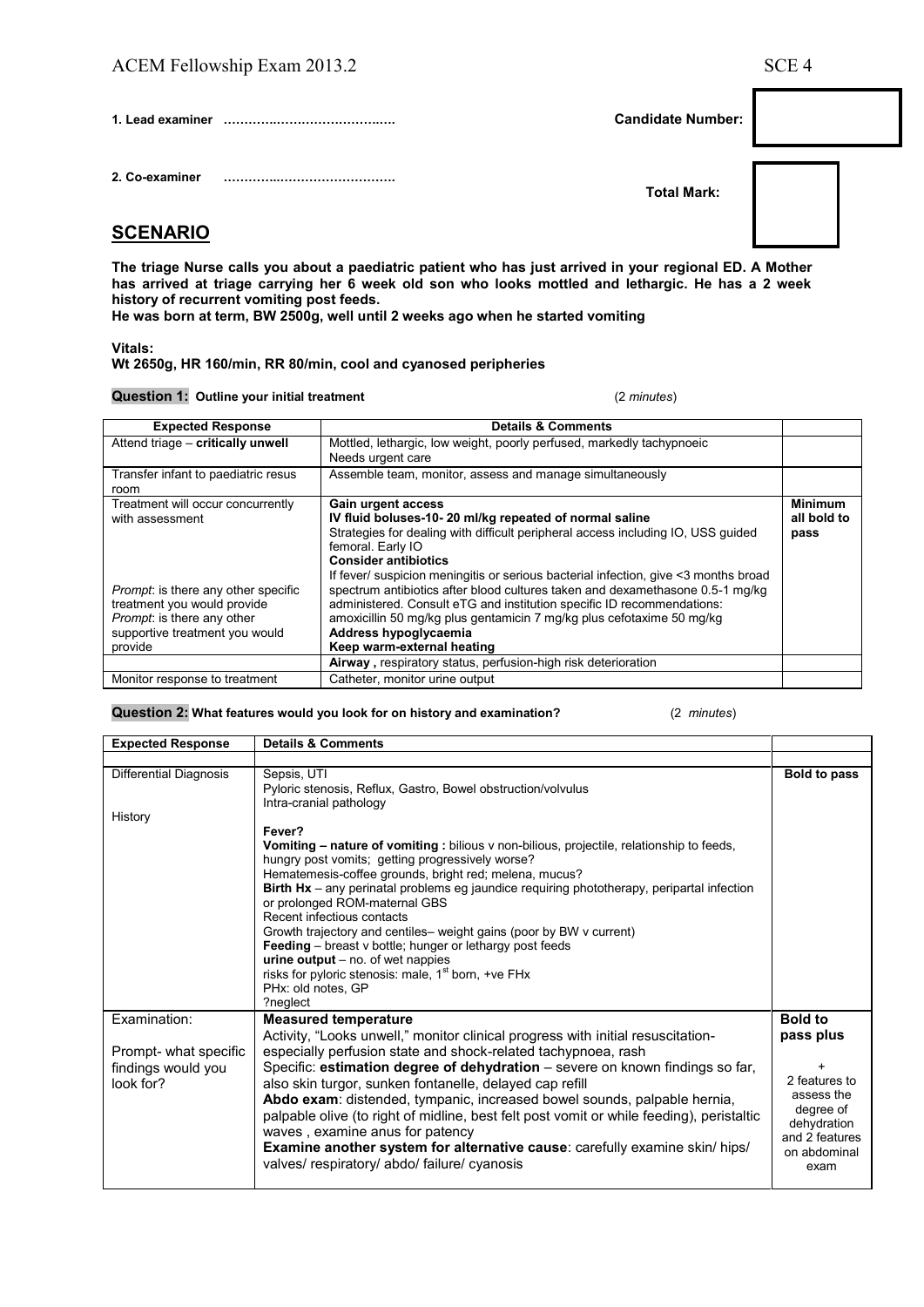ACEM Fellowship Exam 2013.2 SCE 4

**1. Lead examiner** ………..…………………..….

**Candidate Number:**

**2. Co-examiner** ………..……………………….

**Total Mark:**

## SCENARIO

**The triage Nurse calls you about a paediatric patient who has just arrived in your regional ED. A Mother has arrived at triage carrying her 6 week old son who looks mottled and lethargic. He has a 2 week history of recurrent vomiting post feeds.**
**He was born at term, BW 2500g, well until 2 weeks ago when he started vomiting**

**Vitals:**
**Wt 2650g, HR 160/min, RR 80/min, cool and cyanosed peripheries**

**Question 1: Outline your initial treatment** (*2 minutes*)

| Expected Response | Details & Comments | |
|---|---|---|
| Attend triage – **critically unwell** | Mottled, lethargic, low weight, poorly perfused, markedly tachypnoeic<br>Needs urgent care | |
| Transfer infant to paediatric resus room | Assemble team, monitor, assess and manage simultaneously | |
| Treatment will occur concurrently with assessment<br><br>*Prompt*: is there any other specific treatment you would provide<br>*Prompt*: is there any other supportive treatment you would provide | **Gain urgent access**<br>**IV fluid boluses-10- 20 ml/kg repeated of normal saline**<br>Strategies for dealing with difficult peripheral access including IO, USS guided femoral. Early IO<br>**Consider antibiotics**<br>If fever/ suspicion meningitis or serious bacterial infection, give <3 months broad spectrum antibiotics after blood cultures taken and dexamethasone 0.5-1 mg/kg administered. Consult eTG and institution specific ID recommendations: amoxicillin 50 mg/kg plus gentamicin 7 mg/kg plus cefotaxime 50 mg/kg<br>**Address hypoglycaemia**<br>**Keep warm-external heating** | **Minimum all bold to pass** |
| | **Airway ,** respiratory status, perfusion-high risk deterioration | |
| Monitor response to treatment | Catheter, monitor urine output | |

**Question 2: What features would you look for on history and examination?** (*2 minutes*)

| Expected Response | Details & Comments | |
|---|---|---|
| Differential Diagnosis<br><br>History | Sepsis, UTI<br>Pyloric stenosis, Reflux, Gastro, Bowel obstruction/volvulus<br>Intra-cranial pathology<br><br>**Fever?**<br>**Vomiting – nature of vomiting :** bilious v non-bilious, projectile, relationship to feeds, hungry post vomits; getting progressively worse?<br>Hematemesis-coffee grounds, bright red; melena, mucus?<br>**Birth Hx** – any perinatal problems eg jaundice requiring phototherapy, peripartal infection or prolonged ROM-maternal GBS<br>Recent infectious contacts<br>Growth trajectory and centiles– weight gains (poor by BW v current)<br>**Feeding** – breast v bottle; hunger or lethargy post feeds<br>**urine output** – no. of wet nappies<br>risks for pyloric stenosis: male, 1st born, +ve FHx<br>PHx: old notes, GP<br>?neglect | **Bold to pass** |
| Examination:<br><br>Prompt- what specific findings would you look for? | **Measured temperature**<br>Activity, "Looks unwell," monitor clinical progress with initial resuscitation-especially perfusion state and shock-related tachypnoea, rash<br>Specific: **estimation degree of dehydration** – severe on known findings so far, also skin turgor, sunken fontanelle, delayed cap refill<br>**Abdo exam**: distended, tympanic, increased bowel sounds, palpable hernia, palpable olive (to right of midline, best felt post vomit or while feeding), peristaltic waves , examine anus for patency<br>**Examine another system for alternative cause**: carefully examine skin/ hips/ valves/ respiratory/ abdo/ failure/ cyanosis | **Bold to pass plus**<br><br>+<br>2 features to assess the degree of dehydration and 2 features on abdominal exam |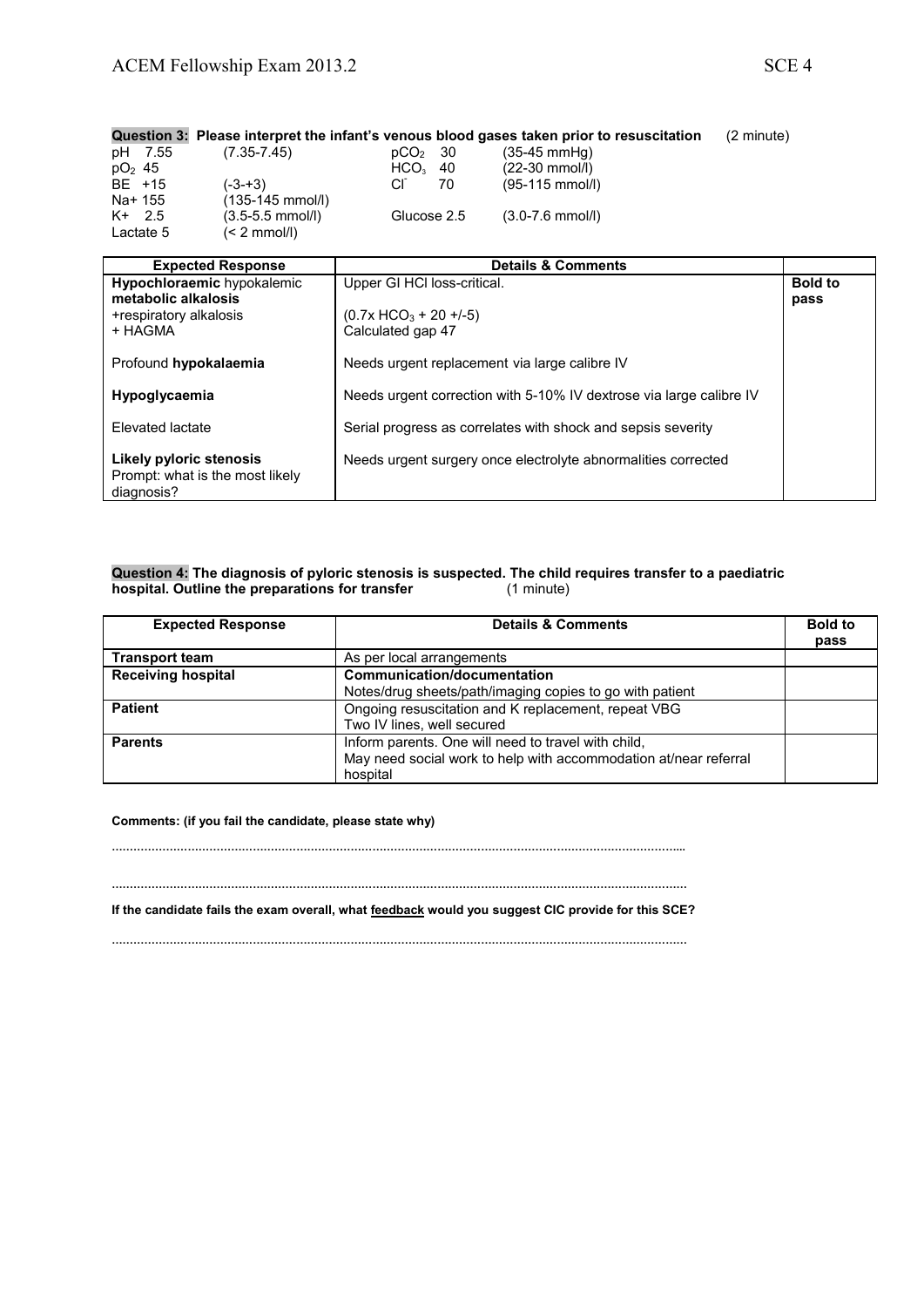**Question 3: Please interpret the infant's venous blood gases taken prior to resuscitation** (2 minute)

| | | | |
|---|---|---|---|
| pH 7.55 | (7.35-7.45) | $pCO_2$ 30 | (35-45 mmHg) |
| $pO_2$ 45 | | $HCO_3$ 40 | (22-30 mmol/l) |
| BE +15 | (-3-+3) | $Cl^-$ 70 | (95-115 mmol/l) |
| Na+ 155 | (135-145 mmol/l) | | |
| K+ 2.5 | (3.5-5.5 mmol/l) | Glucose 2.5 | (3.0-7.6 mmol/l) |
| Lactate 5 | (< 2 mmol/l) | | |

| Expected Response | Details & Comments | |
|---|---|---|
| **Hypochloraemic** hypokalemic **metabolic alkalosis**<br>+respiratory alkalosis<br>+ HAGMA | Upper GI HCl loss-critical.<br><br>$(0.7x\ HCO_3 + 20\ +/-5)$<br>Calculated gap 47 | **Bold to pass** |
| Profound **hypokalaemia** | Needs urgent replacement via large calibre IV | |
| **Hypoglycaemia** | Needs urgent correction with 5-10% IV dextrose via large calibre IV | |
| Elevated lactate | Serial progress as correlates with shock and sepsis severity | |
| **Likely pyloric stenosis**<br>Prompt: what is the most likely diagnosis? | Needs urgent surgery once electrolyte abnormalities corrected | |

**Question 4: The diagnosis of pyloric stenosis is suspected. The child requires transfer to a paediatric hospital. Outline the preparations for transfer** (1 minute)

| Expected Response | Details & Comments | Bold to pass |
|---|---|---|
| **Transport team** | As per local arrangements | |
| **Receiving hospital** | **Communication/documentation**<br>Notes/drug sheets/path/imaging copies to go with patient | |
| **Patient** | Ongoing resuscitation and K replacement, repeat VBG<br>Two IV lines, well secured | |
| **Parents** | Inform parents. One will need to travel with child,<br>May need social work to help with accommodation at/near referral hospital | |

**Comments: (if you fail the candidate, please state why)**

.................................................................................................................................................

.................................................................................................................................................

**If the candidate fails the exam overall, what feedback would you suggest CIC provide for this SCE?**

.................................................................................................................................................